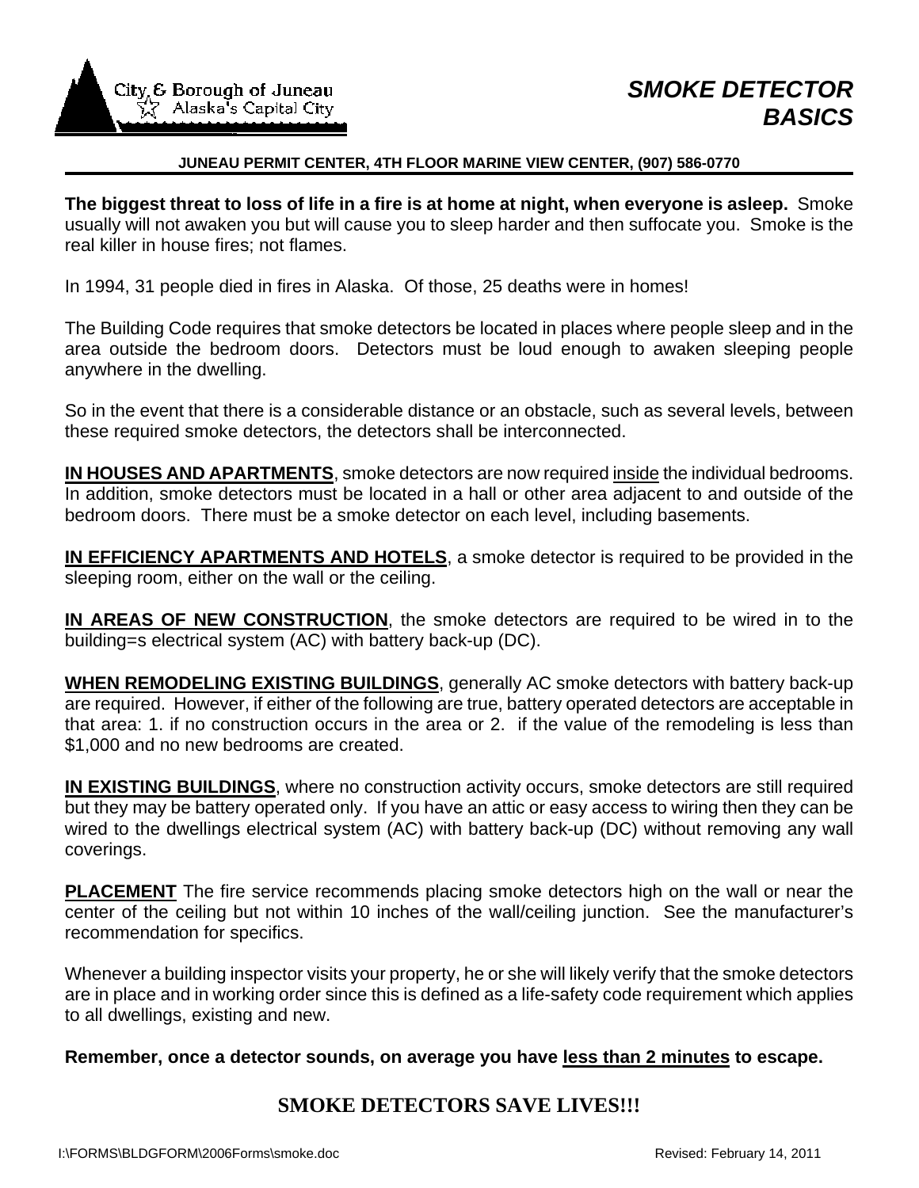City & Borough of Juneau
Alaska's Capital City

# *SMOKE DETECTOR BASICS*

**JUNEAU PERMIT CENTER, 4TH FLOOR MARINE VIEW CENTER, (907) 586-0770**

**The biggest threat to loss of life in a fire is at home at night, when everyone is asleep.** Smoke usually will not awaken you but will cause you to sleep harder and then suffocate you. Smoke is the real killer in house fires; not flames.

In 1994, 31 people died in fires in Alaska. Of those, 25 deaths were in homes!

The Building Code requires that smoke detectors be located in places where people sleep and in the area outside the bedroom doors. Detectors must be loud enough to awaken sleeping people anywhere in the dwelling.

So in the event that there is a considerable distance or an obstacle, such as several levels, between these required smoke detectors, the detectors shall be interconnected.

**IN HOUSES AND APARTMENTS**, smoke detectors are now required inside the individual bedrooms. In addition, smoke detectors must be located in a hall or other area adjacent to and outside of the bedroom doors. There must be a smoke detector on each level, including basements.

**IN EFFICIENCY APARTMENTS AND HOTELS**, a smoke detector is required to be provided in the sleeping room, either on the wall or the ceiling.

**IN AREAS OF NEW CONSTRUCTION**, the smoke detectors are required to be wired in to the building=s electrical system (AC) with battery back-up (DC).

**WHEN REMODELING EXISTING BUILDINGS**, generally AC smoke detectors with battery back-up are required. However, if either of the following are true, battery operated detectors are acceptable in that area: 1. if no construction occurs in the area or 2. if the value of the remodeling is less than $1,000 and no new bedrooms are created.

**IN EXISTING BUILDINGS**, where no construction activity occurs, smoke detectors are still required but they may be battery operated only. If you have an attic or easy access to wiring then they can be wired to the dwellings electrical system (AC) with battery back-up (DC) without removing any wall coverings.

**PLACEMENT** The fire service recommends placing smoke detectors high on the wall or near the center of the ceiling but not within 10 inches of the wall/ceiling junction. See the manufacturer's recommendation for specifics.

Whenever a building inspector visits your property, he or she will likely verify that the smoke detectors are in place and in working order since this is defined as a life-safety code requirement which applies to all dwellings, existing and new.

**Remember, once a detector sounds, on average you have less than 2 minutes to escape.**

**SMOKE DETECTORS SAVE LIVES!!!**

I:\FORMS\BLDGFORM\2006Forms\smoke.doc — Revised: February 14, 2011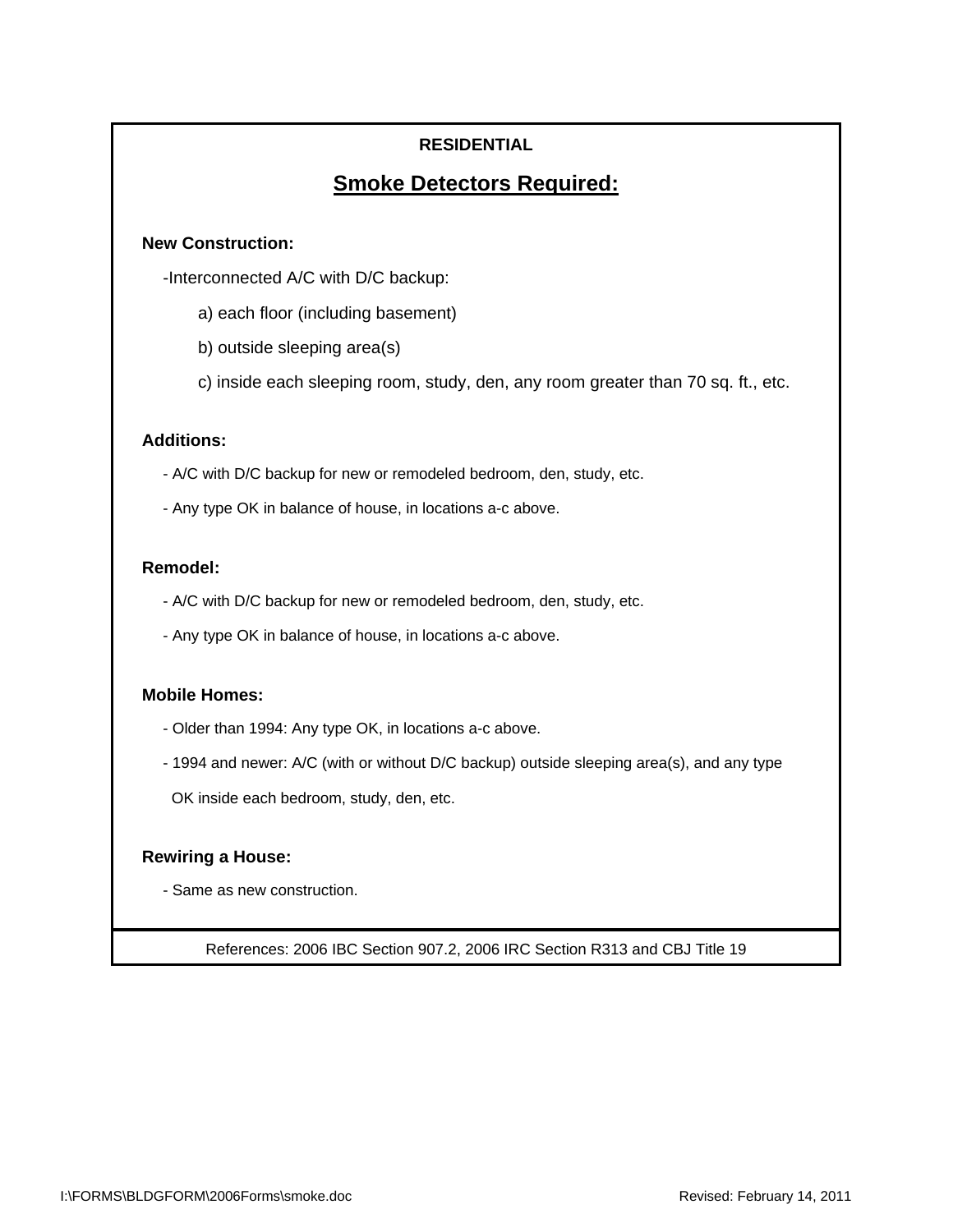**RESIDENTIAL**

## Smoke Detectors Required:

**New Construction:**

-Interconnected A/C with D/C backup:

a) each floor (including basement)

b) outside sleeping area(s)

c) inside each sleeping room, study, den, any room greater than 70 sq. ft., etc.

**Additions:**

- A/C with D/C backup for new or remodeled bedroom, den, study, etc.
- Any type OK in balance of house, in locations a-c above.

**Remodel:**

- A/C with D/C backup for new or remodeled bedroom, den, study, etc.
- Any type OK in balance of house, in locations a-c above.

**Mobile Homes:**

- Older than 1994: Any type OK, in locations a-c above.
- 1994 and newer: A/C (with or without D/C backup) outside sleeping area(s), and any type OK inside each bedroom, study, den, etc.

**Rewiring a House:**

- Same as new construction.

References: 2006 IBC Section 907.2, 2006 IRC Section R313 and CBJ Title 19

I:\FORMS\BLDGFORM\2006Forms\smoke.doc

Revised: February 14, 2011